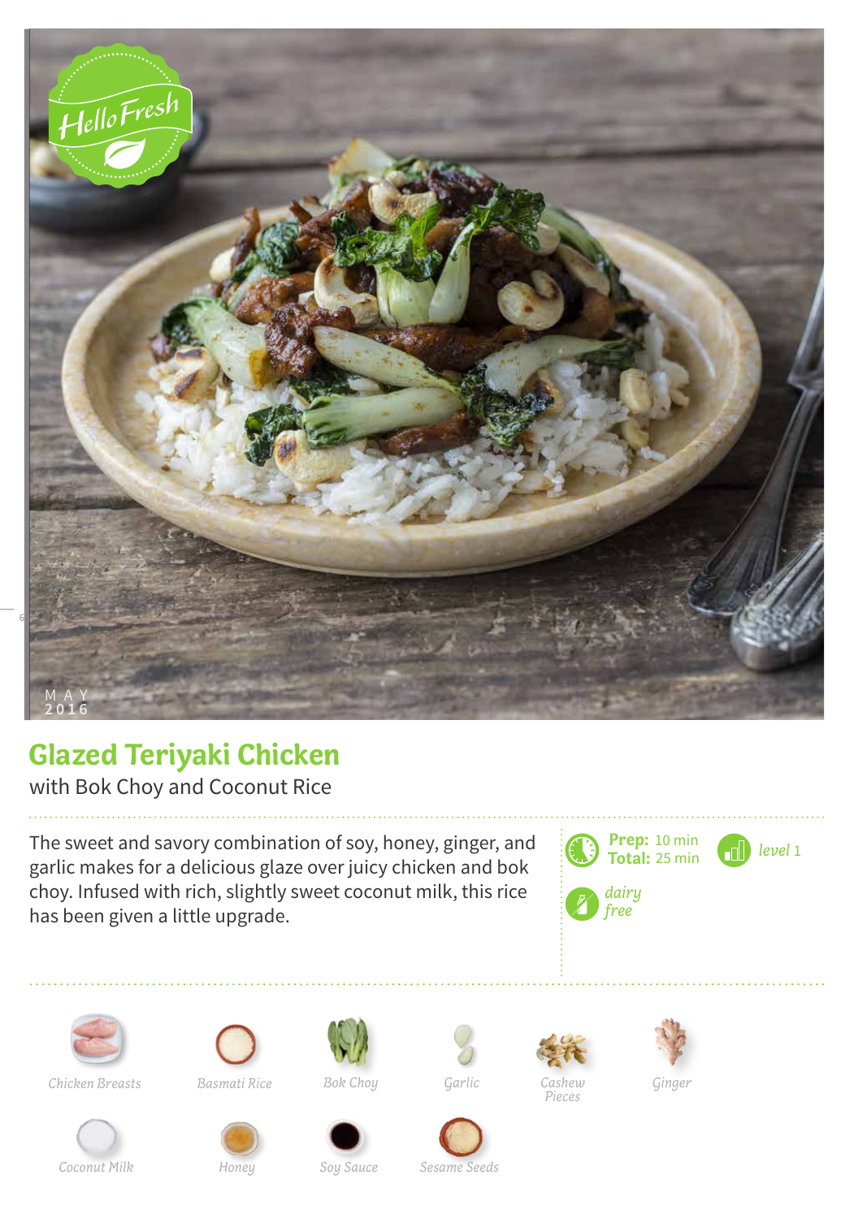MAY 2016

# Glazed Teriyaki Chicken

with Bok Choy and Coconut Rice

The sweet and savory combination of soy, honey, ginger, and garlic makes for a delicious glaze over juicy chicken and bok choy. Infused with rich, slightly sweet coconut milk, this rice has been given a little upgrade.

**Prep:** 10 min
**Total:** 25 min

*level* 1

*dairy free*

*Chicken Breasts*

*Basmati Rice*

*Bok Choy*

*Garlic*

*Cashew Pieces*

*Ginger*

*Coconut Milk*

*Honey*

*Soy Sauce*

*Sesame Seeds*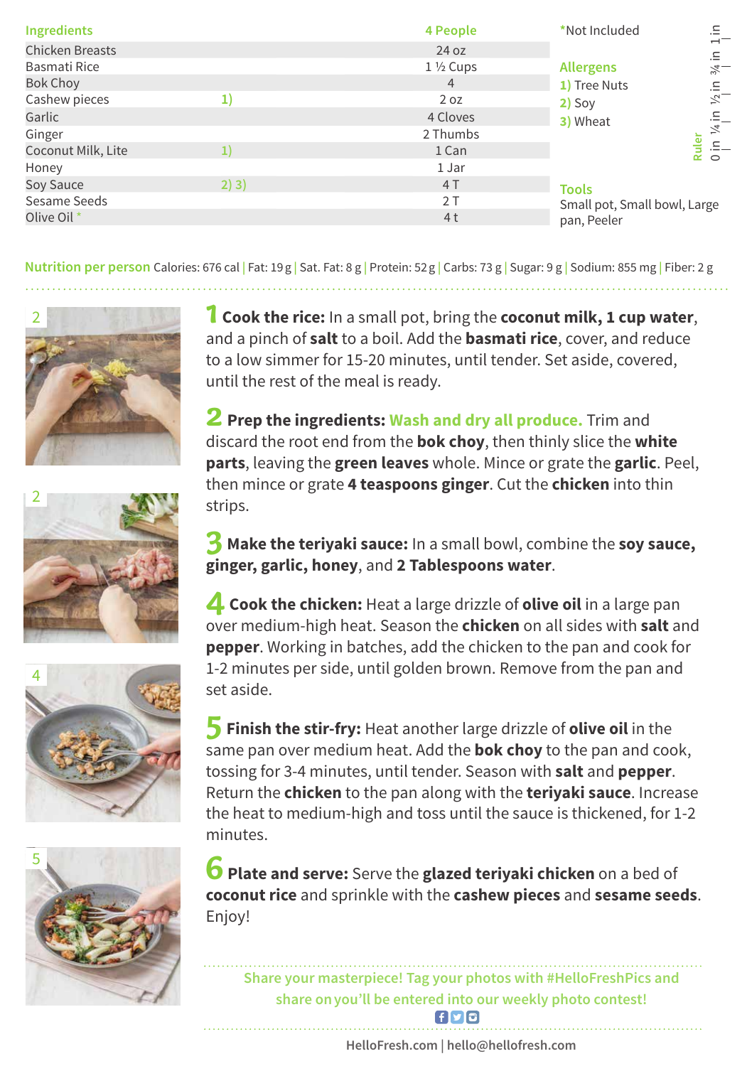| Ingredients | | 4 People |
| --- | --- | --- |
| Chicken Breasts | | 24 oz |
| Basmati Rice | | 1 ½ Cups |
| Bok Choy | | 4 |
| Cashew pieces | 1) | 2 oz |
| Garlic | | 4 Cloves |
| Ginger | | 2 Thumbs |
| Coconut Milk, Lite | 1) | 1 Can |
| Honey | | 1 Jar |
| Soy Sauce | 2) 3) | 4 T |
| Sesame Seeds | | 2 T |
| Olive Oil * | | 4 t |

*Not Included

**Allergens**
1) Tree Nuts
2) Soy
3) Wheat

**Tools**
Small pot, Small bowl, Large pan, Peeler

Ruler
0 in ¼ in ½ in ¾ in 1 in

**Nutrition per person** Calories: 676 cal | Fat: 19 g | Sat. Fat: 8 g | Protein: 52 g | Carbs: 73 g | Sugar: 9 g | Sodium: 855 mg | Fiber: 2 g

2

2

4

5

**1 Cook the rice:** In a small pot, bring the **coconut milk, 1 cup water**, and a pinch of **salt** to a boil. Add the **basmati rice**, cover, and reduce to a low simmer for 15-20 minutes, until tender. Set aside, covered, until the rest of the meal is ready.

**2 Prep the ingredients:** **Wash and dry all produce.** Trim and discard the root end from the **bok choy**, then thinly slice the **white parts**, leaving the **green leaves** whole. Mince or grate the **garlic**. Peel, then mince or grate **4 teaspoons ginger**. Cut the **chicken** into thin strips.

**3 Make the teriyaki sauce:** In a small bowl, combine the **soy sauce, ginger, garlic, honey**, and **2 Tablespoons water**.

**4 Cook the chicken:** Heat a large drizzle of **olive oil** in a large pan over medium-high heat. Season the **chicken** on all sides with **salt** and **pepper**. Working in batches, add the chicken to the pan and cook for 1-2 minutes per side, until golden brown. Remove from the pan and set aside.

**5 Finish the stir-fry:** Heat another large drizzle of **olive oil** in the same pan over medium heat. Add the **bok choy** to the pan and cook, tossing for 3-4 minutes, until tender. Season with **salt** and **pepper**. Return the **chicken** to the pan along with the **teriyaki sauce**. Increase the heat to medium-high and toss until the sauce is thickened, for 1-2 minutes.

**6 Plate and serve:** Serve the **glazed teriyaki chicken** on a bed of **coconut rice** and sprinkle with the **cashew pieces** and **sesame seeds**. Enjoy!

Share your masterpiece! Tag your photos with #HelloFreshPics and share on you'll be entered into our weekly photo contest!

HelloFresh.com | hello@hellofresh.com